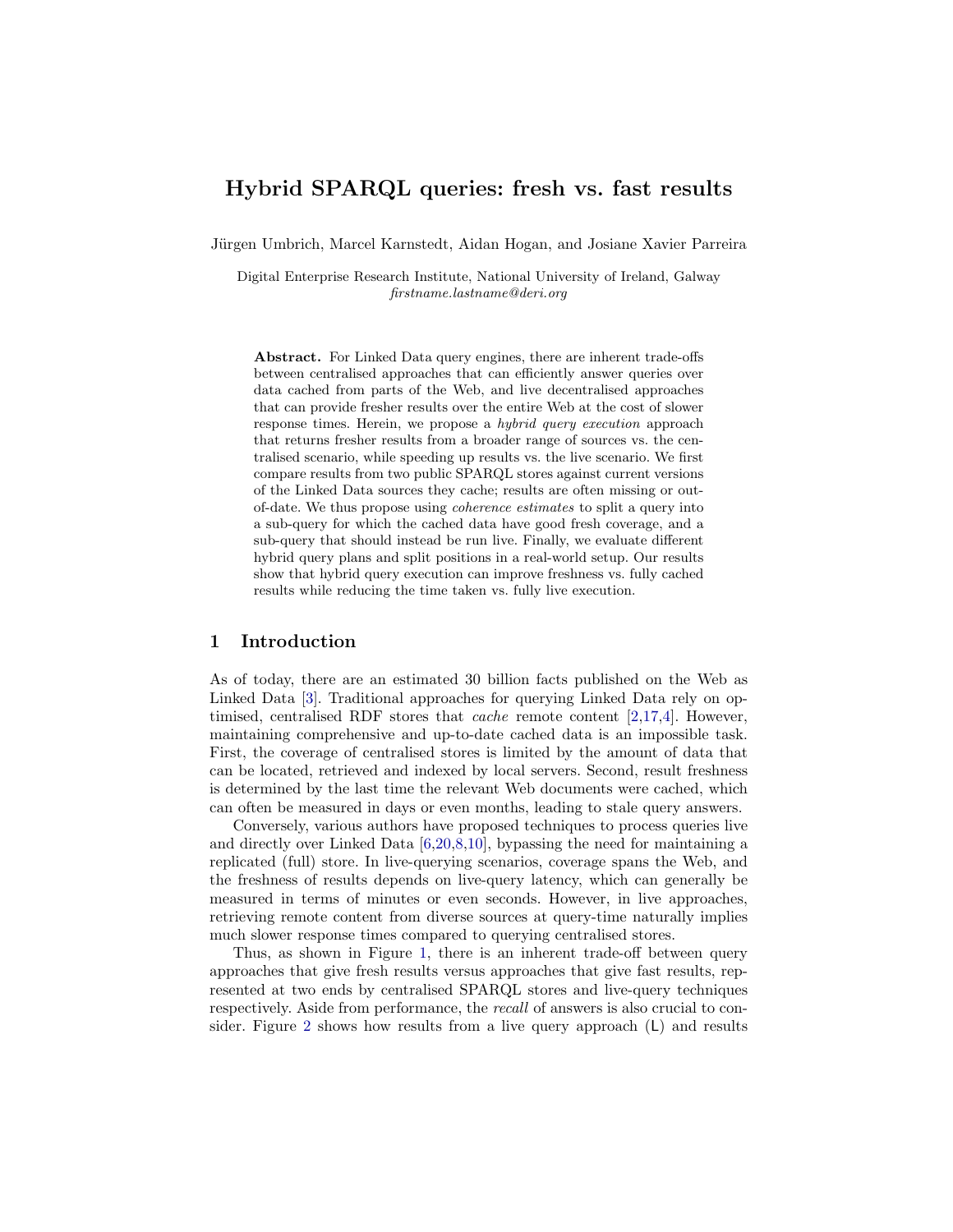# Hybrid SPARQL queries: fresh vs. fast results

Jürgen Umbrich, Marcel Karnstedt, Aidan Hogan, and Josiane Xavier Parreira

Digital Enterprise Research Institute, National University of Ireland, Galway
*firstname.lastname@deri.org*

**Abstract.** For Linked Data query engines, there are inherent trade-offs between centralised approaches that can efficiently answer queries over data cached from parts of the Web, and live decentralised approaches that can provide fresher results over the entire Web at the cost of slower response times. Herein, we propose a *hybrid query execution* approach that returns fresher results from a broader range of sources vs. the centralised scenario, while speeding up results vs. the live scenario. We first compare results from two public SPARQL stores against current versions of the Linked Data sources they cache; results are often missing or out-of-date. We thus propose using *coherence estimates* to split a query into a sub-query for which the cached data have good fresh coverage, and a sub-query that should instead be run live. Finally, we evaluate different hybrid query plans and split positions in a real-world setup. Our results show that hybrid query execution can improve freshness vs. fully cached results while reducing the time taken vs. fully live execution.

## 1 Introduction

As of today, there are an estimated 30 billion facts published on the Web as Linked Data [3]. Traditional approaches for querying Linked Data rely on optimised, centralised RDF stores that *cache* remote content [2,17,4]. However, maintaining comprehensive and up-to-date cached data is an impossible task. First, the coverage of centralised stores is limited by the amount of data that can be located, retrieved and indexed by local servers. Second, result freshness is determined by the last time the relevant Web documents were cached, which can often be measured in days or even months, leading to stale query answers.

Conversely, various authors have proposed techniques to process queries live and directly over Linked Data [6,20,8,10], bypassing the need for maintaining a replicated (full) store. In live-querying scenarios, coverage spans the Web, and the freshness of results depends on live-query latency, which can generally be measured in terms of minutes or even seconds. However, in live approaches, retrieving remote content from diverse sources at query-time naturally implies much slower response times compared to querying centralised stores.

Thus, as shown in Figure 1, there is an inherent trade-off between query approaches that give fresh results versus approaches that give fast results, represented at two ends by centralised SPARQL stores and live-query techniques respectively. Aside from performance, the *recall* of answers is also crucial to consider. Figure 2 shows how results from a live query approach (L) and results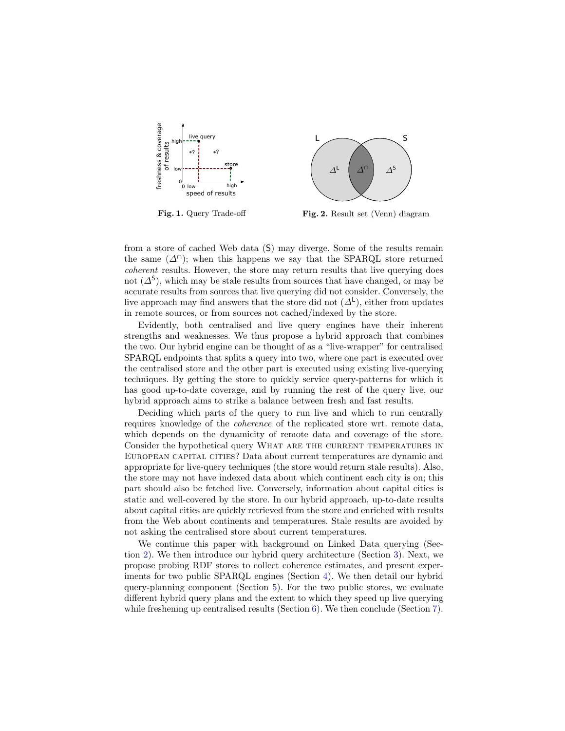freshness & coverage
of results
high
low
0
live query
?
?
store
0 low
high
speed of results

**Fig. 1.** Query Trade-off

L
S
$\Delta^{\mathsf{L}}$
$\Delta^{\cap}$
$\Delta^{\mathsf{S}}$

**Fig. 2.** Result set (Venn) diagram

from a store of cached Web data ($\mathsf{S}$) may diverge. Some of the results remain the same ($\Delta^{\cap}$); when this happens we say that the SPARQL store returned *coherent* results. However, the store may return results that live querying does not ($\Delta^{\mathsf{S}}$), which may be stale results from sources that have changed, or may be accurate results from sources that live querying did not consider. Conversely, the live approach may find answers that the store did not ($\Delta^{\mathsf{L}}$), either from updates in remote sources, or from sources not cached/indexed by the store.

Evidently, both centralised and live query engines have their inherent strengths and weaknesses. We thus propose a hybrid approach that combines the two. Our hybrid engine can be thought of as a "live-wrapper" for centralised SPARQL endpoints that splits a query into two, where one part is executed over the centralised store and the other part is executed using existing live-querying techniques. By getting the store to quickly service query-patterns for which it has good up-to-date coverage, and by running the rest of the query live, our hybrid approach aims to strike a balance between fresh and fast results.

Deciding which parts of the query to run live and which to run centrally requires knowledge of the *coherence* of the replicated store wrt. remote data, which depends on the dynamicity of remote data and coverage of the store. Consider the hypothetical query WHAT ARE THE CURRENT TEMPERATURES IN EUROPEAN CAPITAL CITIES? Data about current temperatures are dynamic and appropriate for live-query techniques (the store would return stale results). Also, the store may not have indexed data about which continent each city is on; this part should also be fetched live. Conversely, information about capital cities is static and well-covered by the store. In our hybrid approach, up-to-date results about capital cities are quickly retrieved from the store and enriched with results from the Web about continents and temperatures. Stale results are avoided by not asking the centralised store about current temperatures.

We continue this paper with background on Linked Data querying (Section 2). We then introduce our hybrid query architecture (Section 3). Next, we propose probing RDF stores to collect coherence estimates, and present experiments for two public SPARQL engines (Section 4). We then detail our hybrid query-planning component (Section 5). For the two public stores, we evaluate different hybrid query plans and the extent to which they speed up live querying while freshening up centralised results (Section 6). We then conclude (Section 7).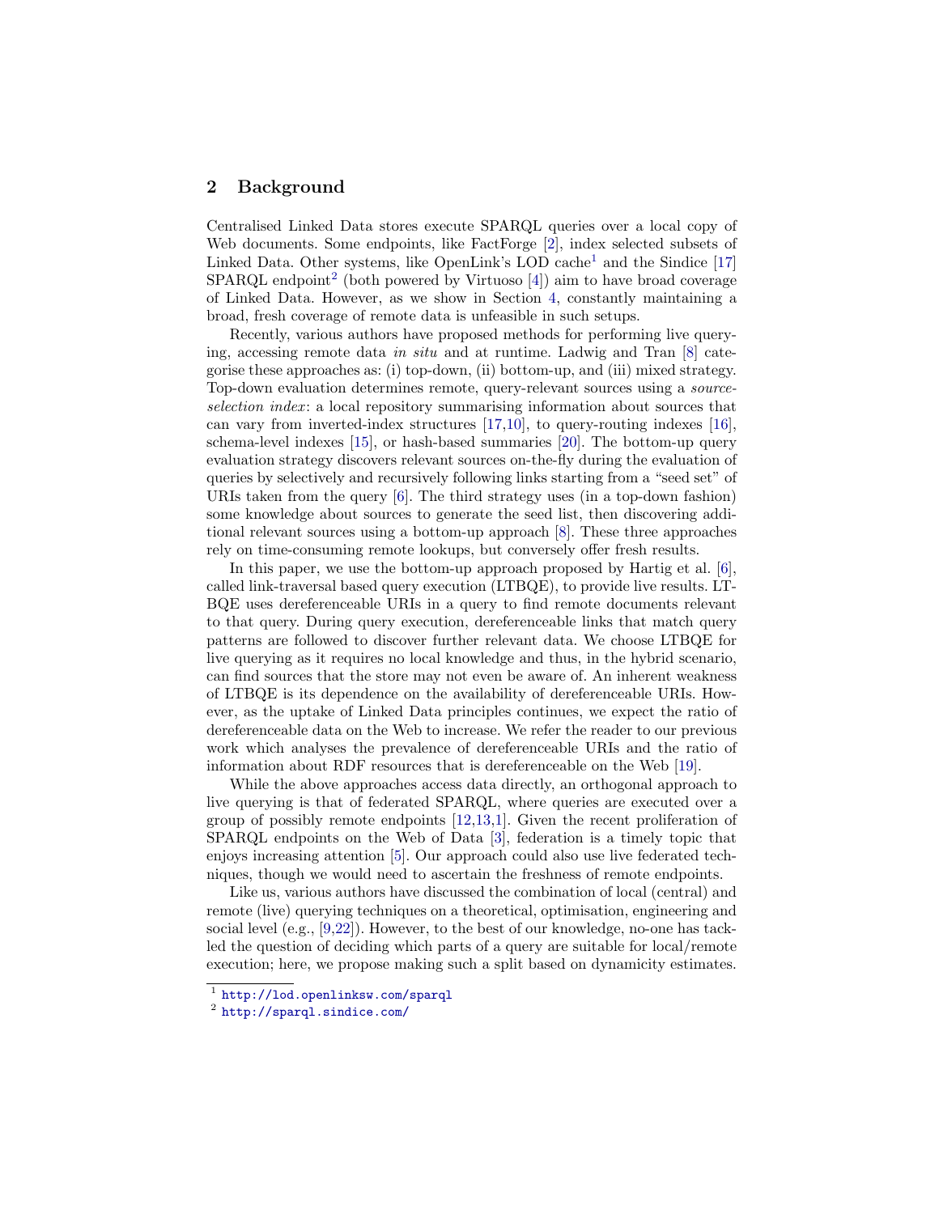## 2 Background

Centralised Linked Data stores execute SPARQL queries over a local copy of Web documents. Some endpoints, like FactForge [2], index selected subsets of Linked Data. Other systems, like OpenLink's LOD cache[1] and the Sindice [17] SPARQL endpoint[2] (both powered by Virtuoso [4]) aim to have broad coverage of Linked Data. However, as we show in Section 4, constantly maintaining a broad, fresh coverage of remote data is unfeasible in such setups.

Recently, various authors have proposed methods for performing live querying, accessing remote data *in situ* and at runtime. Ladwig and Tran [8] categorise these approaches as: (i) top-down, (ii) bottom-up, and (iii) mixed strategy. Top-down evaluation determines remote, query-relevant sources using a *source-selection index*: a local repository summarising information about sources that can vary from inverted-index structures [17,10], to query-routing indexes [16], schema-level indexes [15], or hash-based summaries [20]. The bottom-up query evaluation strategy discovers relevant sources on-the-fly during the evaluation of queries by selectively and recursively following links starting from a "seed set" of URIs taken from the query [6]. The third strategy uses (in a top-down fashion) some knowledge about sources to generate the seed list, then discovering additional relevant sources using a bottom-up approach [8]. These three approaches rely on time-consuming remote lookups, but conversely offer fresh results.

In this paper, we use the bottom-up approach proposed by Hartig et al. [6], called link-traversal based query execution (LTBQE), to provide live results. LTBQE uses dereferenceable URIs in a query to find remote documents relevant to that query. During query execution, dereferenceable links that match query patterns are followed to discover further relevant data. We choose LTBQE for live querying as it requires no local knowledge and thus, in the hybrid scenario, can find sources that the store may not even be aware of. An inherent weakness of LTBQE is its dependence on the availability of dereferenceable URIs. However, as the uptake of Linked Data principles continues, we expect the ratio of dereferenceable data on the Web to increase. We refer the reader to our previous work which analyses the prevalence of dereferenceable URIs and the ratio of information about RDF resources that is dereferenceable on the Web [19].

While the above approaches access data directly, an orthogonal approach to live querying is that of federated SPARQL, where queries are executed over a group of possibly remote endpoints [12,13,1]. Given the recent proliferation of SPARQL endpoints on the Web of Data [3], federation is a timely topic that enjoys increasing attention [5]. Our approach could also use live federated techniques, though we would need to ascertain the freshness of remote endpoints.

Like us, various authors have discussed the combination of local (central) and remote (live) querying techniques on a theoretical, optimisation, engineering and social level (e.g., [9,22]). However, to the best of our knowledge, no-one has tackled the question of deciding which parts of a query are suitable for local/remote execution; here, we propose making such a split based on dynamicity estimates.

---

[1] http://lod.openlinksw.com/sparql

[2] http://sparql.sindice.com/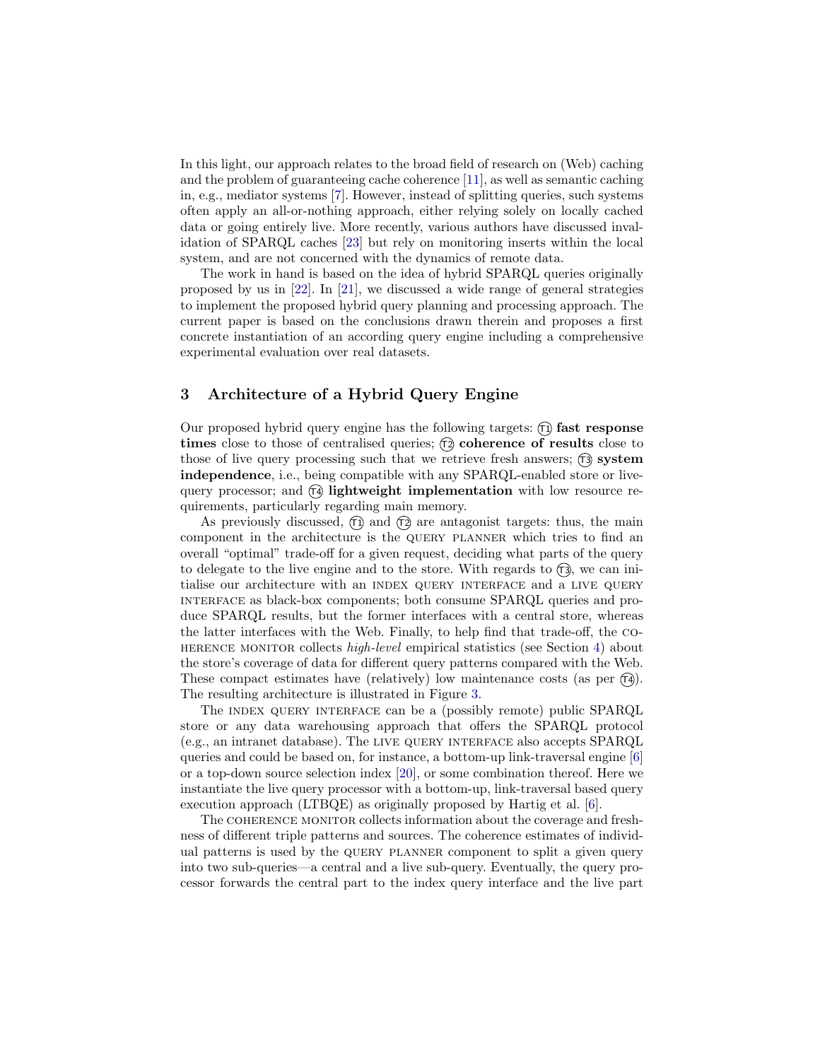In this light, our approach relates to the broad field of research on (Web) caching and the problem of guaranteeing cache coherence [11], as well as semantic caching in, e.g., mediator systems [7]. However, instead of splitting queries, such systems often apply an all-or-nothing approach, either relying solely on locally cached data or going entirely live. More recently, various authors have discussed invalidation of SPARQL caches [23] but rely on monitoring inserts within the local system, and are not concerned with the dynamics of remote data.

The work in hand is based on the idea of hybrid SPARQL queries originally proposed by us in [22]. In [21], we discussed a wide range of general strategies to implement the proposed hybrid query planning and processing approach. The current paper is based on the conclusions drawn therein and proposes a first concrete instantiation of an according query engine including a comprehensive experimental evaluation over real datasets.

## 3 Architecture of a Hybrid Query Engine

Our proposed hybrid query engine has the following targets: (T1) **fast response times** close to those of centralised queries; (T2) **coherence of results** close to those of live query processing such that we retrieve fresh answers; (T3) **system independence**, i.e., being compatible with any SPARQL-enabled store or live-query processor; and (T4) **lightweight implementation** with low resource requirements, particularly regarding main memory.

As previously discussed, (T1) and (T2) are antagonist targets: thus, the main component in the architecture is the QUERY PLANNER which tries to find an overall "optimal" trade-off for a given request, deciding what parts of the query to delegate to the live engine and to the store. With regards to (T3), we can initialise our architecture with an INDEX QUERY INTERFACE and a LIVE QUERY INTERFACE as black-box components; both consume SPARQL queries and produce SPARQL results, but the former interfaces with a central store, whereas the latter interfaces with the Web. Finally, to help find that trade-off, the COHERENCE MONITOR collects *high-level* empirical statistics (see Section 4) about the store's coverage of data for different query patterns compared with the Web. These compact estimates have (relatively) low maintenance costs (as per (T4)). The resulting architecture is illustrated in Figure 3.

The INDEX QUERY INTERFACE can be a (possibly remote) public SPARQL store or any data warehousing approach that offers the SPARQL protocol (e.g., an intranet database). The LIVE QUERY INTERFACE also accepts SPARQL queries and could be based on, for instance, a bottom-up link-traversal engine [6] or a top-down source selection index [20], or some combination thereof. Here we instantiate the live query processor with a bottom-up, link-traversal based query execution approach (LTBQE) as originally proposed by Hartig et al. [6].

The COHERENCE MONITOR collects information about the coverage and freshness of different triple patterns and sources. The coherence estimates of individual patterns is used by the QUERY PLANNER component to split a given query into two sub-queries—a central and a live sub-query. Eventually, the query processor forwards the central part to the index query interface and the live part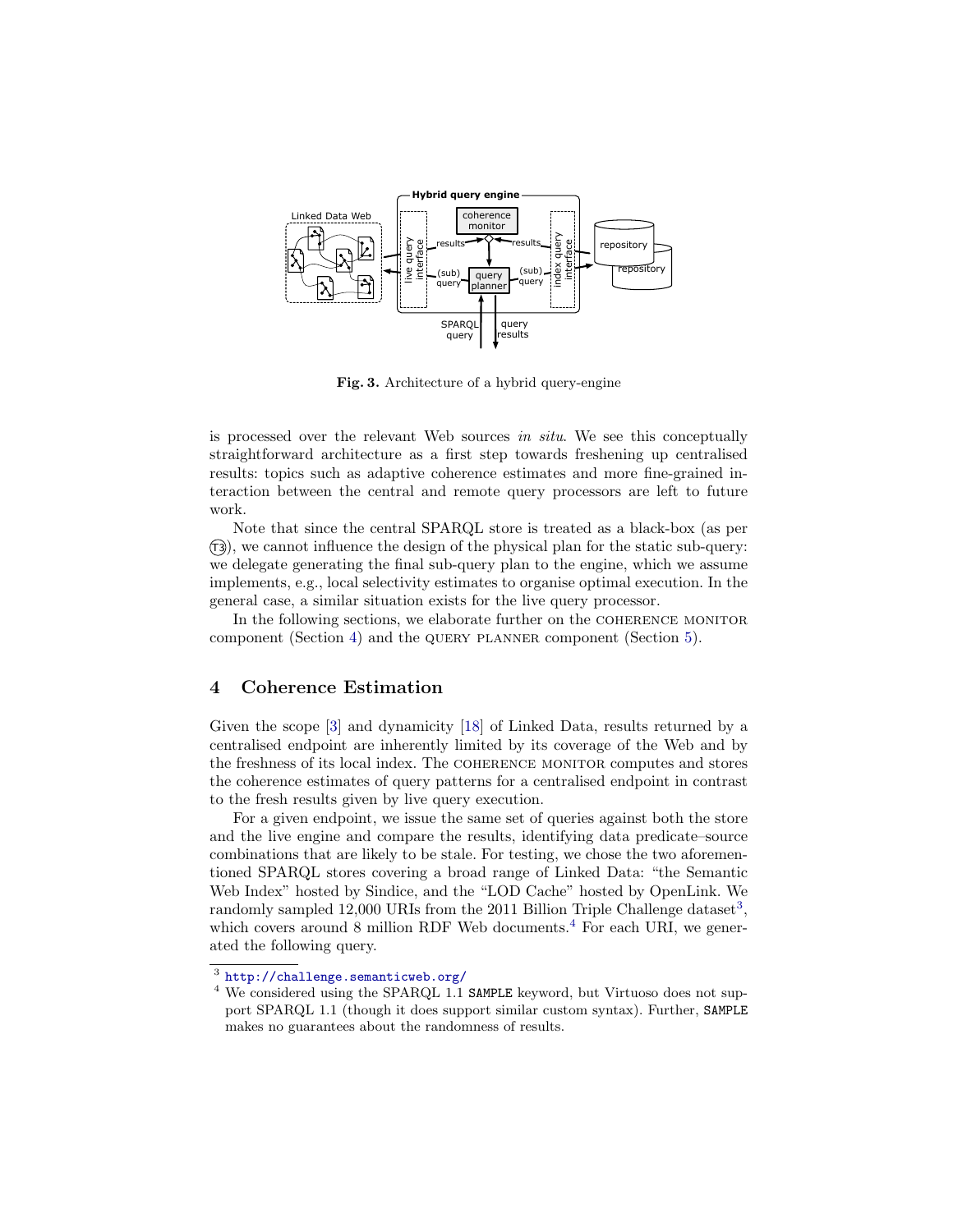Fig. 3. Architecture of a hybrid query-engine

is processed over the relevant Web sources *in situ*. We see this conceptually straightforward architecture as a first step towards freshening up centralised results: topics such as adaptive coherence estimates and more fine-grained interaction between the central and remote query processors are left to future work.

Note that since the central SPARQL store is treated as a black-box (as per (T3)), we cannot influence the design of the physical plan for the static sub-query: we delegate generating the final sub-query plan to the engine, which we assume implements, e.g., local selectivity estimates to organise optimal execution. In the general case, a similar situation exists for the live query processor.

In the following sections, we elaborate further on the COHERENCE MONITOR component (Section 4) and the QUERY PLANNER component (Section 5).

## 4 Coherence Estimation

Given the scope [3] and dynamicity [18] of Linked Data, results returned by a centralised endpoint are inherently limited by its coverage of the Web and by the freshness of its local index. The COHERENCE MONITOR computes and stores the coherence estimates of query patterns for a centralised endpoint in contrast to the fresh results given by live query execution.

For a given endpoint, we issue the same set of queries against both the store and the live engine and compare the results, identifying data predicate–source combinations that are likely to be stale. For testing, we chose the two aforementioned SPARQL stores covering a broad range of Linked Data: "the Semantic Web Index" hosted by Sindice, and the "LOD Cache" hosted by OpenLink. We randomly sampled 12,000 URIs from the 2011 Billion Triple Challenge dataset[3], which covers around 8 million RDF Web documents.[4] For each URI, we generated the following query.

[3] http://challenge.semanticweb.org/

[4] We considered using the SPARQL 1.1 `SAMPLE` keyword, but Virtuoso does not support SPARQL 1.1 (though it does support similar custom syntax). Further, `SAMPLE` makes no guarantees about the randomness of results.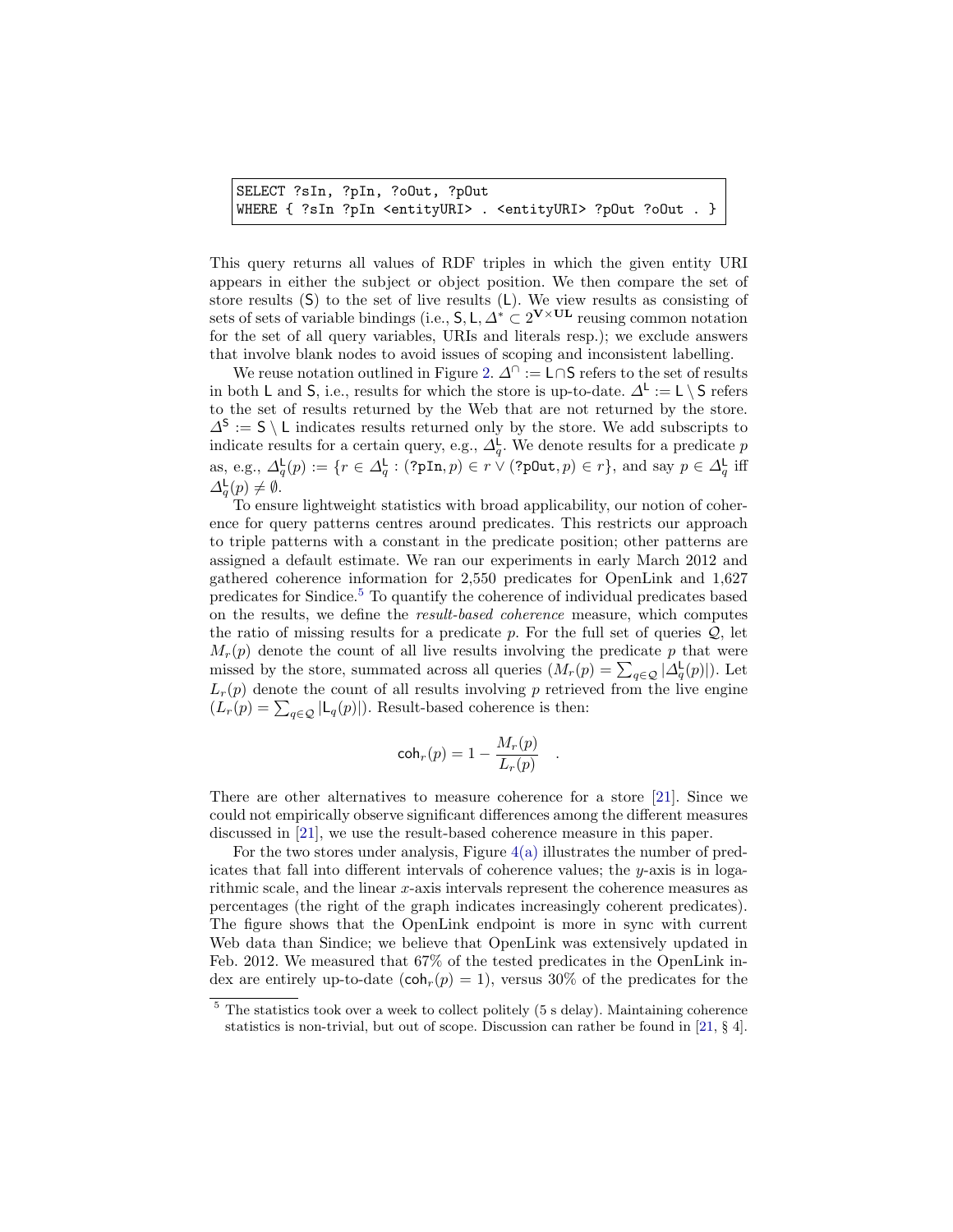```
SELECT ?sIn, ?pIn, ?oOut, ?pOut
WHERE { ?sIn ?pIn <entityURI> . <entityURI> ?pOut ?oOut . }
```

This query returns all values of RDF triples in which the given entity URI appears in either the subject or object position. We then compare the set of store results ($\mathsf{S}$) to the set of live results ($\mathsf{L}$). We view results as consisting of sets of sets of variable bindings (i.e., $\mathsf{S}, \mathsf{L}, \Delta^* \subset 2^{\mathbf{V} \times \mathbf{UL}}$ reusing common notation for the set of all query variables, URIs and literals resp.); we exclude answers that involve blank nodes to avoid issues of scoping and inconsistent labelling.

We reuse notation outlined in Figure 2. $\Delta^\cap := \mathsf{L} \cap \mathsf{S}$ refers to the set of results in both $\mathsf{L}$ and $\mathsf{S}$, i.e., results for which the store is up-to-date. $\Delta^\mathsf{L} := \mathsf{L} \setminus \mathsf{S}$ refers to the set of results returned by the Web that are not returned by the store. $\Delta^\mathsf{S} := \mathsf{S} \setminus \mathsf{L}$ indicates results returned only by the store. We add subscripts to indicate results for a certain query, e.g., $\Delta^\mathsf{L}_q$. We denote results for a predicate $p$ as, e.g., $\Delta^\mathsf{L}_q(p) := \{r \in \Delta^\mathsf{L}_q : (\texttt{?pIn}, p) \in r \vee (\texttt{?pOut}, p) \in r\}$, and say $p \in \Delta^\mathsf{L}_q$ iff $\Delta^\mathsf{L}_q(p) \neq \emptyset$.

To ensure lightweight statistics with broad applicability, our notion of coherence for query patterns centres around predicates. This restricts our approach to triple patterns with a constant in the predicate position; other patterns are assigned a default estimate. We ran our experiments in early March 2012 and gathered coherence information for 2,550 predicates for OpenLink and 1,627 predicates for Sindice.[5] To quantify the coherence of individual predicates based on the results, we define the *result-based coherence* measure, which computes the ratio of missing results for a predicate $p$. For the full set of queries $\mathcal{Q}$, let $M_r(p)$ denote the count of all live results involving the predicate $p$ that were missed by the store, summated across all queries ($M_r(p) = \sum_{q \in \mathcal{Q}} |\Delta^\mathsf{L}_q(p)|$). Let $L_r(p)$ denote the count of all results involving $p$ retrieved from the live engine ($L_r(p) = \sum_{q \in \mathcal{Q}} |\mathsf{L}_q(p)|$). Result-based coherence is then:

$$\mathsf{coh}_r(p) = 1 - \frac{M_r(p)}{L_r(p)} \quad .$$

There are other alternatives to measure coherence for a store [21]. Since we could not empirically observe significant differences among the different measures discussed in [21], we use the result-based coherence measure in this paper.

For the two stores under analysis, Figure 4(a) illustrates the number of predicates that fall into different intervals of coherence values; the $y$-axis is in logarithmic scale, and the linear $x$-axis intervals represent the coherence measures as percentages (the right of the graph indicates increasingly coherent predicates). The figure shows that the OpenLink endpoint is more in sync with current Web data than Sindice; we believe that OpenLink was extensively updated in Feb. 2012. We measured that 67% of the tested predicates in the OpenLink index are entirely up-to-date ($\mathsf{coh}_r(p) = 1$), versus 30% of the predicates for the

[5] The statistics took over a week to collect politely (5 s delay). Maintaining coherence statistics is non-trivial, but out of scope. Discussion can rather be found in [21, § 4].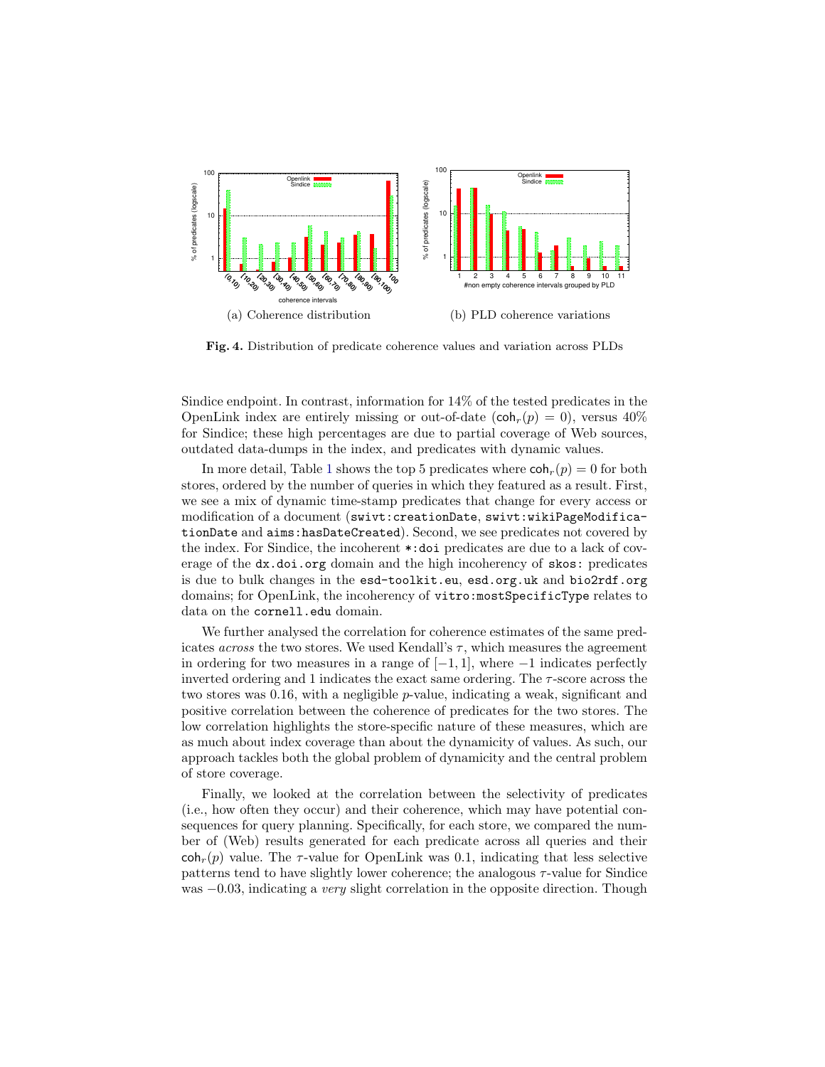(a) Coherence distribution

(b) PLD coherence variations

**Fig. 4.** Distribution of predicate coherence values and variation across PLDs

Sindice endpoint. In contrast, information for 14% of the tested predicates in the OpenLink index are entirely missing or out-of-date ($\mathsf{coh}_r(p) = 0$), versus 40% for Sindice; these high percentages are due to partial coverage of Web sources, outdated data-dumps in the index, and predicates with dynamic values.

In more detail, Table 1 shows the top 5 predicates where $\mathsf{coh}_r(p) = 0$ for both stores, ordered by the number of queries in which they featured as a result. First, we see a mix of dynamic time-stamp predicates that change for every access or modification of a document (`swivt:creationDate`, `swivt:wikiPageModificationDate` and `aims:hasDateCreated`). Second, we see predicates not covered by the index. For Sindice, the incoherent `*:doi` predicates are due to a lack of coverage of the `dx.doi.org` domain and the high incoherency of `skos:` predicates is due to bulk changes in the `esd-toolkit.eu`, `esd.org.uk` and `bio2rdf.org` domains; for OpenLink, the incoherency of `vitro:mostSpecificType` relates to data on the `cornell.edu` domain.

We further analysed the correlation for coherence estimates of the same predicates *across* the two stores. We used Kendall's $\tau$, which measures the agreement in ordering for two measures in a range of $[-1, 1]$, where $-1$ indicates perfectly inverted ordering and 1 indicates the exact same ordering. The $\tau$-score across the two stores was 0.16, with a negligible $p$-value, indicating a weak, significant and positive correlation between the coherence of predicates for the two stores. The low correlation highlights the store-specific nature of these measures, which are as much about index coverage than about the dynamicity of values. As such, our approach tackles both the global problem of dynamicity and the central problem of store coverage.

Finally, we looked at the correlation between the selectivity of predicates (i.e., how often they occur) and their coherence, which may have potential consequences for query planning. Specifically, for each store, we compared the number of (Web) results generated for each predicate across all queries and their $\mathsf{coh}_r(p)$ value. The $\tau$-value for OpenLink was 0.1, indicating that less selective patterns tend to have slightly lower coherence; the analogous $\tau$-value for Sindice was $-0.03$, indicating a *very* slight correlation in the opposite direction. Though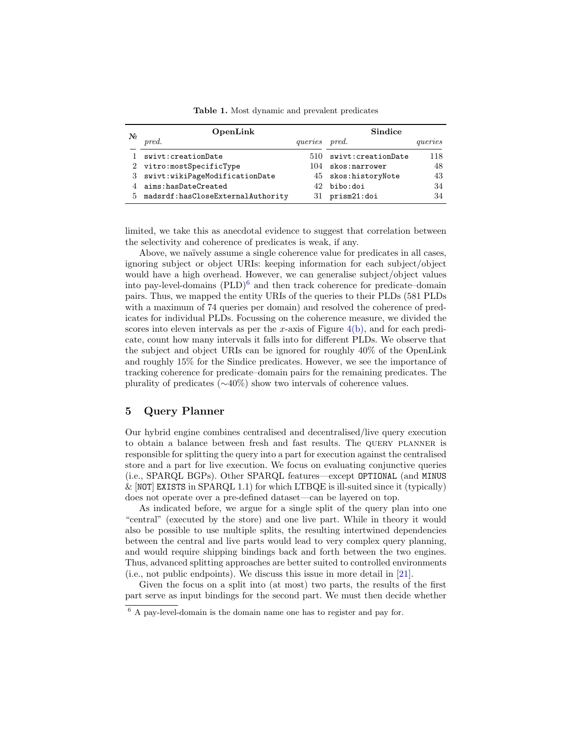**Table 1.** Most dynamic and prevalent predicates

| № | OpenLink | | Sindice | |
|---|---|---|---|---|
| | *pred.* | *queries* | *pred.* | *queries* |
| 1 | `swivt:creationDate` | 510 | `swivt:creationDate` | 118 |
| 2 | `vitro:mostSpecificType` | 104 | `skos:narrower` | 48 |
| 3 | `swivt:wikiPageModificationDate` | 45 | `skos:historyNote` | 43 |
| 4 | `aims:hasDateCreated` | 42 | `bibo:doi` | 34 |
| 5 | `madsrdf:hasCloseExternalAuthority` | 31 | `prism21:doi` | 34 |

limited, we take this as anecdotal evidence to suggest that correlation between the selectivity and coherence of predicates is weak, if any.

Above, we naïvely assume a single coherence value for predicates in all cases, ignoring subject or object URIs: keeping information for each subject/object would have a high overhead. However, we can generalise subject/object values into pay-level-domains (PLD)[6] and then track coherence for predicate–domain pairs. Thus, we mapped the entity URIs of the queries to their PLDs (581 PLDs with a maximum of 74 queries per domain) and resolved the coherence of predicates for individual PLDs. Focussing on the coherence measure, we divided the scores into eleven intervals as per the $x$-axis of Figure 4(b), and for each predicate, count how many intervals it falls into for different PLDs. We observe that the subject and object URIs can be ignored for roughly 40% of the OpenLink and roughly 15% for the Sindice predicates. However, we see the importance of tracking coherence for predicate–domain pairs for the remaining predicates. The plurality of predicates (∼40%) show two intervals of coherence values.

## 5 Query Planner

Our hybrid engine combines centralised and decentralised/live query execution to obtain a balance between fresh and fast results. The QUERY PLANNER is responsible for splitting the query into a part for execution against the centralised store and a part for live execution. We focus on evaluating conjunctive queries (i.e., SPARQL BGPs). Other SPARQL features—except `OPTIONAL` (and `MINUS` & [`NOT`] `EXISTS` in SPARQL 1.1) for which LTBQE is ill-suited since it (typically) does not operate over a pre-defined dataset—can be layered on top.

As indicated before, we argue for a single split of the query plan into one "central" (executed by the store) and one live part. While in theory it would also be possible to use multiple splits, the resulting intertwined dependencies between the central and live parts would lead to very complex query planning, and would require shipping bindings back and forth between the two engines. Thus, advanced splitting approaches are better suited to controlled environments (i.e., not public endpoints). We discuss this issue in more detail in [21].

Given the focus on a split into (at most) two parts, the results of the first part serve as input bindings for the second part. We must then decide whether

[6] A pay-level-domain is the domain name one has to register and pay for.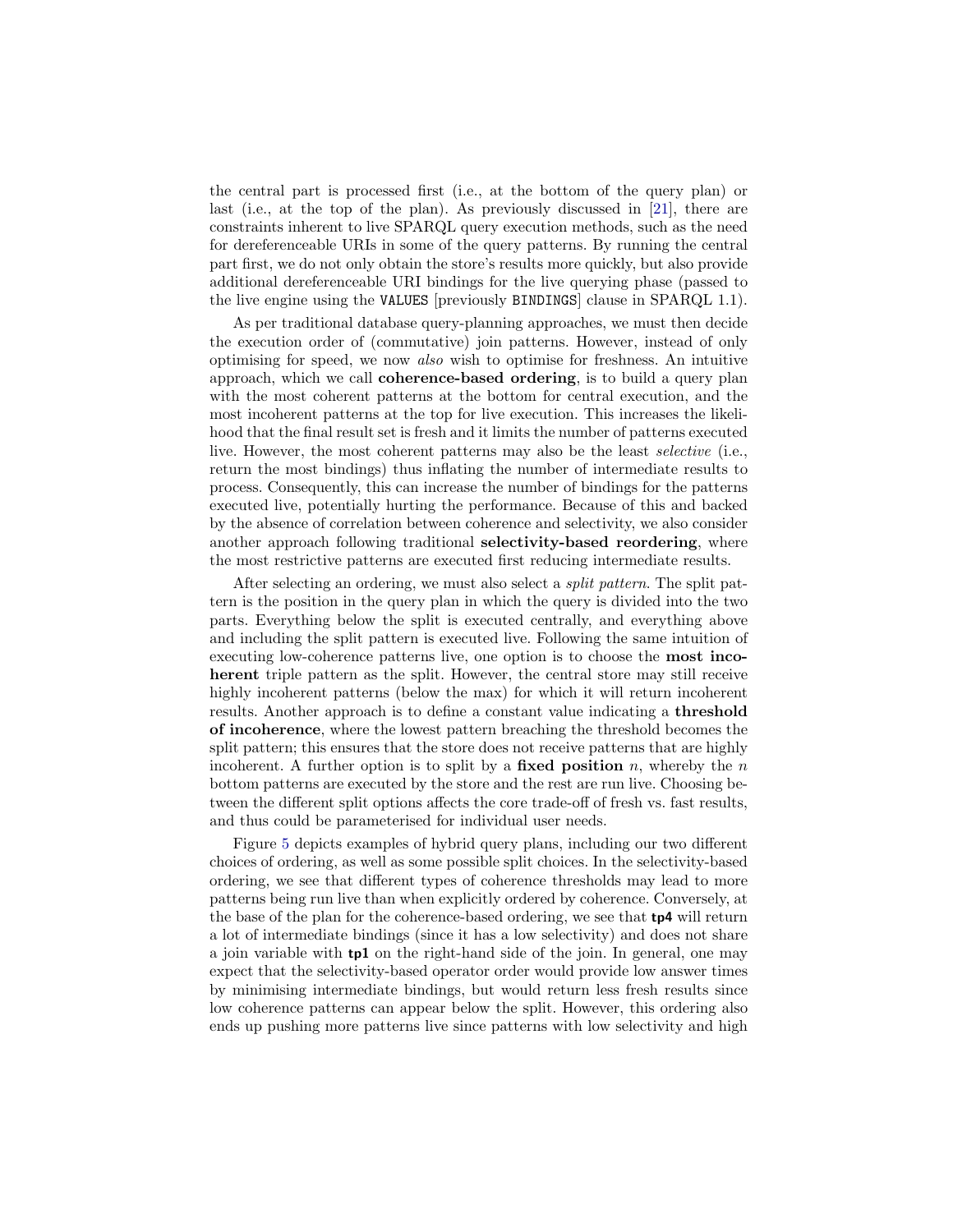the central part is processed first (i.e., at the bottom of the query plan) or last (i.e., at the top of the plan). As previously discussed in [21], there are constraints inherent to live SPARQL query execution methods, such as the need for dereferenceable URIs in some of the query patterns. By running the central part first, we do not only obtain the store's results more quickly, but also provide additional dereferenceable URI bindings for the live querying phase (passed to the live engine using the `VALUES` [previously `BINDINGS`] clause in SPARQL 1.1).

As per traditional database query-planning approaches, we must then decide the execution order of (commutative) join patterns. However, instead of only optimising for speed, we now *also* wish to optimise for freshness. An intuitive approach, which we call **coherence-based ordering**, is to build a query plan with the most coherent patterns at the bottom for central execution, and the most incoherent patterns at the top for live execution. This increases the likelihood that the final result set is fresh and it limits the number of patterns executed live. However, the most coherent patterns may also be the least *selective* (i.e., return the most bindings) thus inflating the number of intermediate results to process. Consequently, this can increase the number of bindings for the patterns executed live, potentially hurting the performance. Because of this and backed by the absence of correlation between coherence and selectivity, we also consider another approach following traditional **selectivity-based reordering**, where the most restrictive patterns are executed first reducing intermediate results.

After selecting an ordering, we must also select a *split pattern*. The split pattern is the position in the query plan in which the query is divided into the two parts. Everything below the split is executed centrally, and everything above and including the split pattern is executed live. Following the same intuition of executing low-coherence patterns live, one option is to choose the **most incoherent** triple pattern as the split. However, the central store may still receive highly incoherent patterns (below the max) for which it will return incoherent results. Another approach is to define a constant value indicating a **threshold of incoherence**, where the lowest pattern breaching the threshold becomes the split pattern; this ensures that the store does not receive patterns that are highly incoherent. A further option is to split by a **fixed position** $n$, whereby the $n$ bottom patterns are executed by the store and the rest are run live. Choosing between the different split options affects the core trade-off of fresh vs. fast results, and thus could be parameterised for individual user needs.

Figure 5 depicts examples of hybrid query plans, including our two different choices of ordering, as well as some possible split choices. In the selectivity-based ordering, we see that different types of coherence thresholds may lead to more patterns being run live than when explicitly ordered by coherence. Conversely, at the base of the plan for the coherence-based ordering, we see that **tp4** will return a lot of intermediate bindings (since it has a low selectivity) and does not share a join variable with **tp1** on the right-hand side of the join. In general, one may expect that the selectivity-based operator order would provide low answer times by minimising intermediate bindings, but would return less fresh results since low coherence patterns can appear below the split. However, this ordering also ends up pushing more patterns live since patterns with low selectivity and high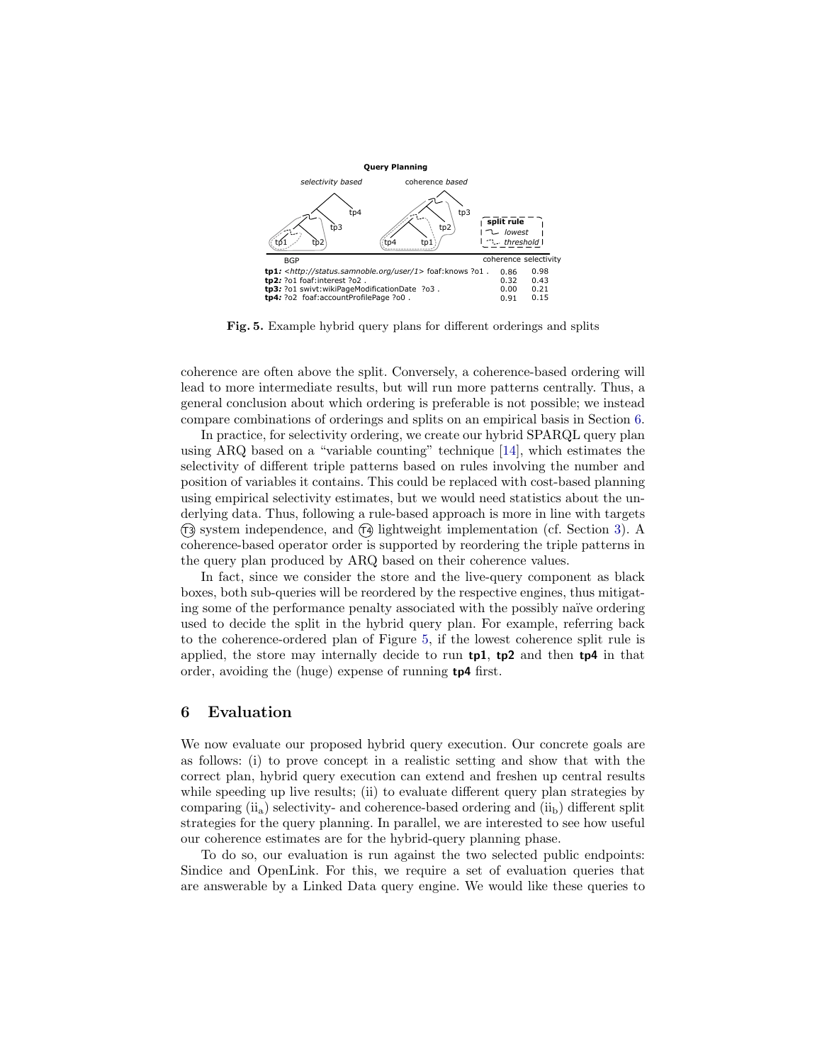**Query Planning**

| BGP | coherence | selectivity |
| --- | --- | --- |
| **tp1:** <http://status.samnoble.org/user/1> foaf:knows ?o1 . | 0.86 | 0.98 |
| **tp2:** ?o1 foaf:interest ?o2 . | 0.32 | 0.43 |
| **tp3:** ?o1 swivt:wikiPageModificationDate ?o3 . | 0.00 | 0.21 |
| **tp4:** ?o2 foaf:accountProfilePage ?o0 . | 0.91 | 0.15 |

**Fig. 5.** Example hybrid query plans for different orderings and splits

coherence are often above the split. Conversely, a coherence-based ordering will lead to more intermediate results, but will run more patterns centrally. Thus, a general conclusion about which ordering is preferable is not possible; we instead compare combinations of orderings and splits on an empirical basis in Section 6.

In practice, for selectivity ordering, we create our hybrid SPARQL query plan using ARQ based on a "variable counting" technique [14], which estimates the selectivity of different triple patterns based on rules involving the number and position of variables it contains. This could be replaced with cost-based planning using empirical selectivity estimates, but we would need statistics about the underlying data. Thus, following a rule-based approach is more in line with targets (T3) system independence, and (T4) lightweight implementation (cf. Section 3). A coherence-based operator order is supported by reordering the triple patterns in the query plan produced by ARQ based on their coherence values.

In fact, since we consider the store and the live-query component as black boxes, both sub-queries will be reordered by the respective engines, thus mitigating some of the performance penalty associated with the possibly naïve ordering used to decide the split in the hybrid query plan. For example, referring back to the coherence-ordered plan of Figure 5, if the lowest coherence split rule is applied, the store may internally decide to run **tp1**, **tp2** and then **tp4** in that order, avoiding the (huge) expense of running **tp4** first.

## 6 Evaluation

We now evaluate our proposed hybrid query execution. Our concrete goals are as follows: (i) to prove concept in a realistic setting and show that with the correct plan, hybrid query execution can extend and freshen up central results while speeding up live results; (ii) to evaluate different query plan strategies by comparing ($\text{ii}_\text{a}$) selectivity- and coherence-based ordering and ($\text{ii}_\text{b}$) different split strategies for the query planning. In parallel, we are interested to see how useful our coherence estimates are for the hybrid-query planning phase.

To do so, our evaluation is run against the two selected public endpoints: Sindice and OpenLink. For this, we require a set of evaluation queries that are answerable by a Linked Data query engine. We would like these queries to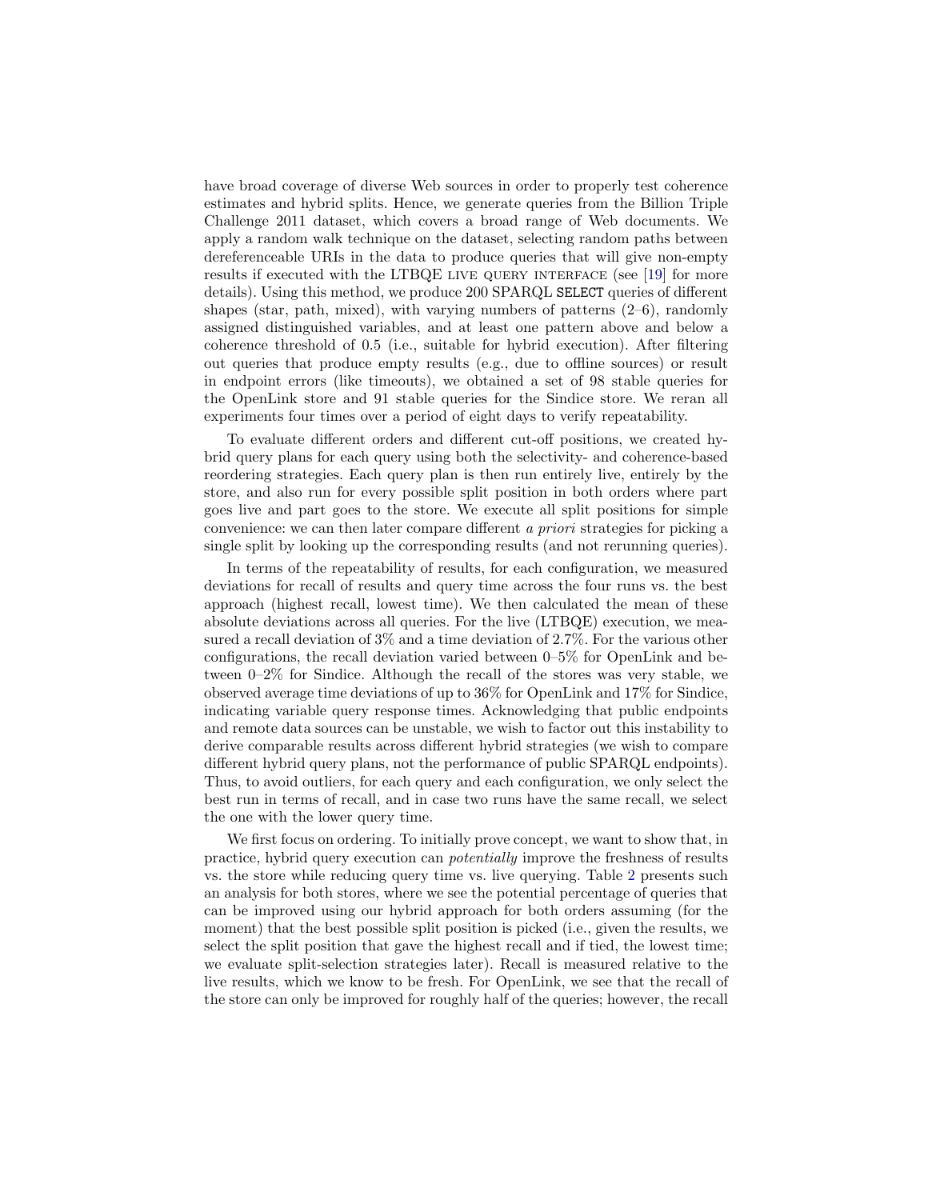have broad coverage of diverse Web sources in order to properly test coherence estimates and hybrid splits. Hence, we generate queries from the Billion Triple Challenge 2011 dataset, which covers a broad range of Web documents. We apply a random walk technique on the dataset, selecting random paths between dereferenceable URIs in the data to produce queries that will give non-empty results if executed with the LTBQE LIVE QUERY INTERFACE (see [19] for more details). Using this method, we produce 200 SPARQL SELECT queries of different shapes (star, path, mixed), with varying numbers of patterns (2–6), randomly assigned distinguished variables, and at least one pattern above and below a coherence threshold of 0.5 (i.e., suitable for hybrid execution). After filtering out queries that produce empty results (e.g., due to offline sources) or result in endpoint errors (like timeouts), we obtained a set of 98 stable queries for the OpenLink store and 91 stable queries for the Sindice store. We reran all experiments four times over a period of eight days to verify repeatability.

To evaluate different orders and different cut-off positions, we created hybrid query plans for each query using both the selectivity- and coherence-based reordering strategies. Each query plan is then run entirely live, entirely by the store, and also run for every possible split position in both orders where part goes live and part goes to the store. We execute all split positions for simple convenience: we can then later compare different *a priori* strategies for picking a single split by looking up the corresponding results (and not rerunning queries).

In terms of the repeatability of results, for each configuration, we measured deviations for recall of results and query time across the four runs vs. the best approach (highest recall, lowest time). We then calculated the mean of these absolute deviations across all queries. For the live (LTBQE) execution, we measured a recall deviation of 3% and a time deviation of 2.7%. For the various other configurations, the recall deviation varied between 0–5% for OpenLink and between 0–2% for Sindice. Although the recall of the stores was very stable, we observed average time deviations of up to 36% for OpenLink and 17% for Sindice, indicating variable query response times. Acknowledging that public endpoints and remote data sources can be unstable, we wish to factor out this instability to derive comparable results across different hybrid strategies (we wish to compare different hybrid query plans, not the performance of public SPARQL endpoints). Thus, to avoid outliers, for each query and each configuration, we only select the best run in terms of recall, and in case two runs have the same recall, we select the one with the lower query time.

We first focus on ordering. To initially prove concept, we want to show that, in practice, hybrid query execution can *potentially* improve the freshness of results vs. the store while reducing query time vs. live querying. Table 2 presents such an analysis for both stores, where we see the potential percentage of queries that can be improved using our hybrid approach for both orders assuming (for the moment) that the best possible split position is picked (i.e., given the results, we select the split position that gave the highest recall and if tied, the lowest time; we evaluate split-selection strategies later). Recall is measured relative to the live results, which we know to be fresh. For OpenLink, we see that the recall of the store can only be improved for roughly half of the queries; however, the recall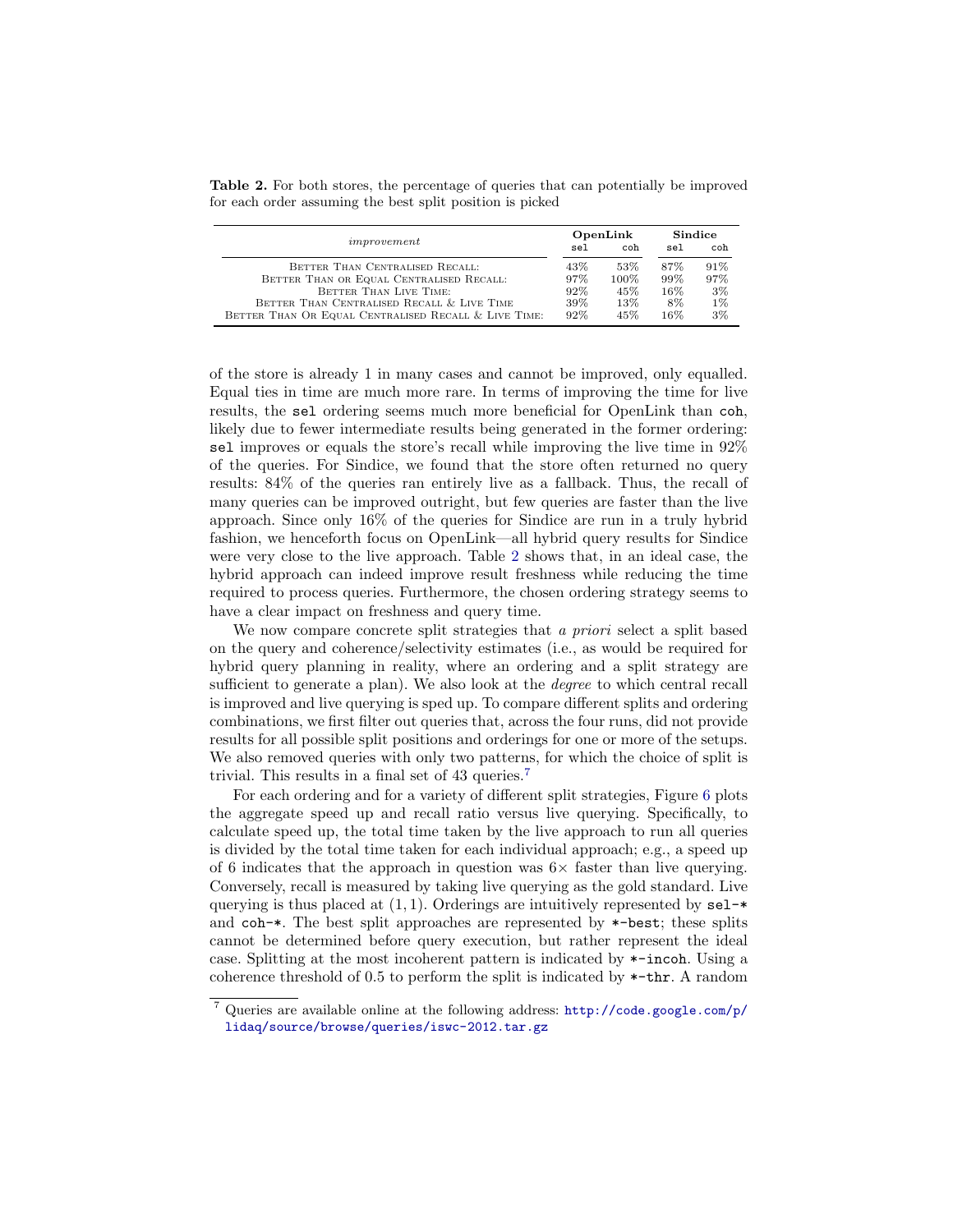**Table 2.** For both stores, the percentage of queries that can potentially be improved for each order assuming the best split position is picked

| *improvement* | OpenLink | | Sindice | |
|---|---|---|---|---|
| | sel | coh | sel | coh |
| Better Than Centralised Recall: | 43% | 53% | 87% | 91% |
| Better Than or Equal Centralised Recall: | 97% | 100% | 99% | 97% |
| Better Than Live Time: | 92% | 45% | 16% | 3% |
| Better Than Centralised Recall & Live Time | 39% | 13% | 8% | 1% |
| Better Than Or Equal Centralised Recall & Live Time: | 92% | 45% | 16% | 3% |

of the store is already 1 in many cases and cannot be improved, only equalled. Equal ties in time are much more rare. In terms of improving the time for live results, the `sel` ordering seems much more beneficial for OpenLink than `coh`, likely due to fewer intermediate results being generated in the former ordering: `sel` improves or equals the store's recall while improving the live time in 92% of the queries. For Sindice, we found that the store often returned no query results: 84% of the queries ran entirely live as a fallback. Thus, the recall of many queries can be improved outright, but few queries are faster than the live approach. Since only 16% of the queries for Sindice are run in a truly hybrid fashion, we henceforth focus on OpenLink—all hybrid query results for Sindice were very close to the live approach. Table 2 shows that, in an ideal case, the hybrid approach can indeed improve result freshness while reducing the time required to process queries. Furthermore, the chosen ordering strategy seems to have a clear impact on freshness and query time.

We now compare concrete split strategies that *a priori* select a split based on the query and coherence/selectivity estimates (i.e., as would be required for hybrid query planning in reality, where an ordering and a split strategy are sufficient to generate a plan). We also look at the *degree* to which central recall is improved and live querying is sped up. To compare different splits and ordering combinations, we first filter out queries that, across the four runs, did not provide results for all possible split positions and orderings for one or more of the setups. We also removed queries with only two patterns, for which the choice of split is trivial. This results in a final set of 43 queries.[7]

For each ordering and for a variety of different split strategies, Figure 6 plots the aggregate speed up and recall ratio versus live querying. Specifically, to calculate speed up, the total time taken by the live approach to run all queries is divided by the total time taken for each individual approach; e.g., a speed up of 6 indicates that the approach in question was 6× faster than live querying. Conversely, recall is measured by taking live querying as the gold standard. Live querying is thus placed at $(1, 1)$. Orderings are intuitively represented by `sel-*` and `coh-*`. The best split approaches are represented by `*-best`; these splits cannot be determined before query execution, but rather represent the ideal case. Splitting at the most incoherent pattern is indicated by `*-incoh`. Using a coherence threshold of 0.5 to perform the split is indicated by `*-thr`. A random

[7] Queries are available online at the following address: http://code.google.com/p/lidaq/source/browse/queries/iswc-2012.tar.gz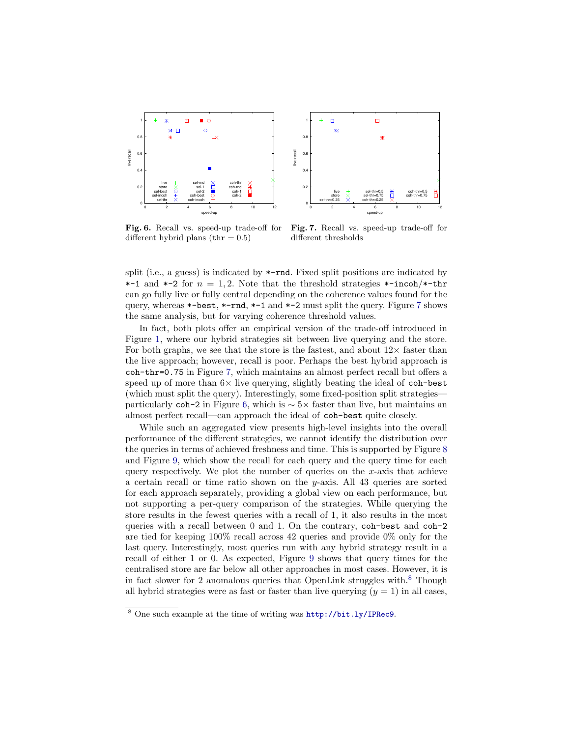**Fig. 6.** Recall vs. speed-up trade-off for different hybrid plans (thr = 0.5)

**Fig. 7.** Recall vs. speed-up trade-off for different thresholds

split (i.e., a guess) is indicated by *-rnd. Fixed split positions are indicated by *-1 and *-2 for $n = 1, 2$. Note that the threshold strategies *-incoh/*-thr can go fully live or fully central depending on the coherence values found for the query, whereas *-best, *-rnd, *-1 and *-2 must split the query. Figure 7 shows the same analysis, but for varying coherence threshold values.

In fact, both plots offer an empirical version of the trade-off introduced in Figure 1, where our hybrid strategies sit between live querying and the store. For both graphs, we see that the store is the fastest, and about $12\times$ faster than the live approach; however, recall is poor. Perhaps the best hybrid approach is coh-thr=0.75 in Figure 7, which maintains an almost perfect recall but offers a speed up of more than $6\times$ live querying, slightly beating the ideal of coh-best (which must split the query). Interestingly, some fixed-position split strategies—particularly coh-2 in Figure 6, which is $\sim 5\times$ faster than live, but maintains an almost perfect recall—can approach the ideal of coh-best quite closely.

While such an aggregated view presents high-level insights into the overall performance of the different strategies, we cannot identify the distribution over the queries in terms of achieved freshness and time. This is supported by Figure 8 and Figure 9, which show the recall for each query and the query time for each query respectively. We plot the number of queries on the $x$-axis that achieve a certain recall or time ratio shown on the $y$-axis. All 43 queries are sorted for each approach separately, providing a global view on each performance, but not supporting a per-query comparison of the strategies. While querying the store results in the fewest queries with a recall of 1, it also results in the most queries with a recall between 0 and 1. On the contrary, coh-best and coh-2 are tied for keeping 100% recall across 42 queries and provide 0% only for the last query. Interestingly, most queries run with any hybrid strategy result in a recall of either 1 or 0. As expected, Figure 9 shows that query times for the centralised store are far below all other approaches in most cases. However, it is in fact slower for 2 anomalous queries that OpenLink struggles with.[8] Though all hybrid strategies were as fast or faster than live querying ($y = 1$) in all cases,

[8] One such example at the time of writing was http://bit.ly/IPRec9.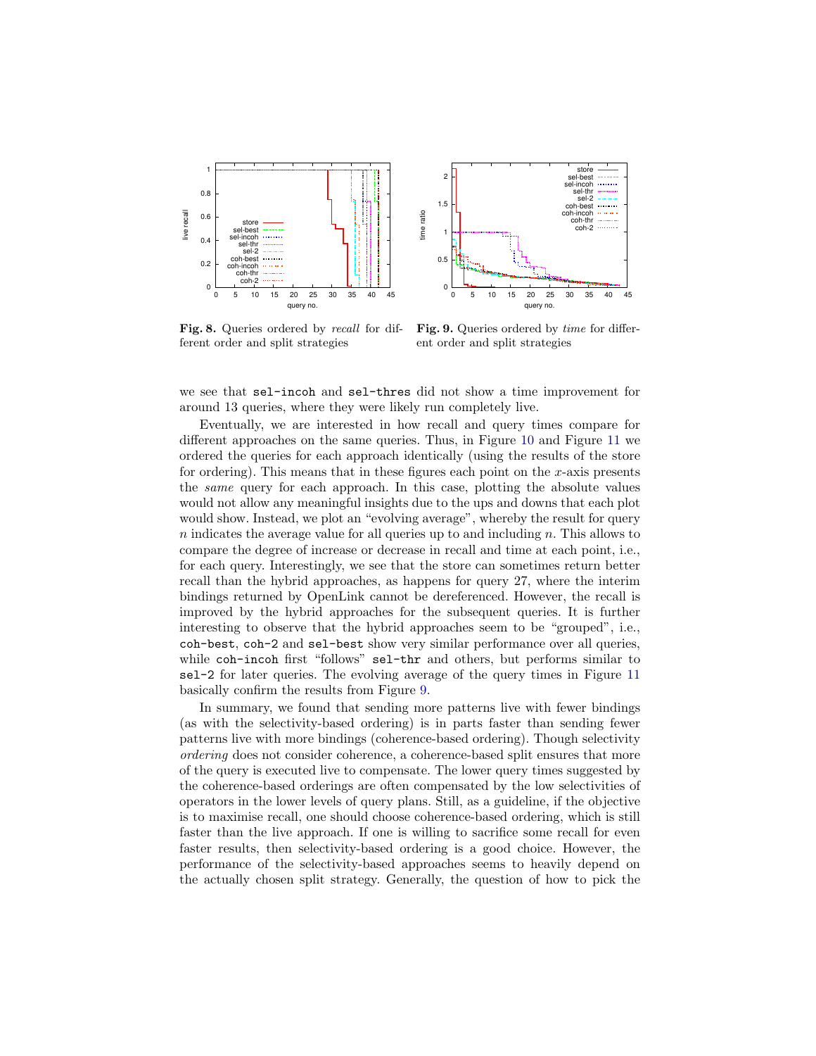live recall

1

0.8

0.6

0.4

0.2

0

0 5 10 15 20 25 30 35 40 45

query no.

store
sel-best
sel-incoh
sel-thr
sel-2
coh-best
coh-incoh
coh-thr
coh-2

**Fig. 8.** Queries ordered by *recall* for different order and split strategies

time ratio

2

1.5

1

0.5

0

0 5 10 15 20 25 30 35 40 45

query no.

store
sel-best
sel-incoh
sel-thr
sel-2
coh-best
coh-incoh
coh-thr
coh-2

**Fig. 9.** Queries ordered by *time* for different order and split strategies

we see that `sel-incoh` and `sel-thres` did not show a time improvement for around 13 queries, where they were likely run completely live.

Eventually, we are interested in how recall and query times compare for different approaches on the same queries. Thus, in Figure 10 and Figure 11 we ordered the queries for each approach identically (using the results of the store for ordering). This means that in these figures each point on the $x$-axis presents the *same* query for each approach. In this case, plotting the absolute values would not allow any meaningful insights due to the ups and downs that each plot would show. Instead, we plot an "evolving average", whereby the result for query $n$ indicates the average value for all queries up to and including $n$. This allows to compare the degree of increase or decrease in recall and time at each point, i.e., for each query. Interestingly, we see that the store can sometimes return better recall than the hybrid approaches, as happens for query 27, where the interim bindings returned by OpenLink cannot be dereferenced. However, the recall is improved by the hybrid approaches for the subsequent queries. It is further interesting to observe that the hybrid approaches seem to be "grouped", i.e., `coh-best`, `coh-2` and `sel-best` show very similar performance over all queries, while `coh-incoh` first "follows" `sel-thr` and others, but performs similar to `sel-2` for later queries. The evolving average of the query times in Figure 11 basically confirm the results from Figure 9.

In summary, we found that sending more patterns live with fewer bindings (as with the selectivity-based ordering) is in parts faster than sending fewer patterns live with more bindings (coherence-based ordering). Though selectivity *ordering* does not consider coherence, a coherence-based split ensures that more of the query is executed live to compensate. The lower query times suggested by the coherence-based orderings are often compensated by the low selectivities of operators in the lower levels of query plans. Still, as a guideline, if the objective is to maximise recall, one should choose coherence-based ordering, which is still faster than the live approach. If one is willing to sacrifice some recall for even faster results, then selectivity-based ordering is a good choice. However, the performance of the selectivity-based approaches seems to heavily depend on the actually chosen split strategy. Generally, the question of how to pick the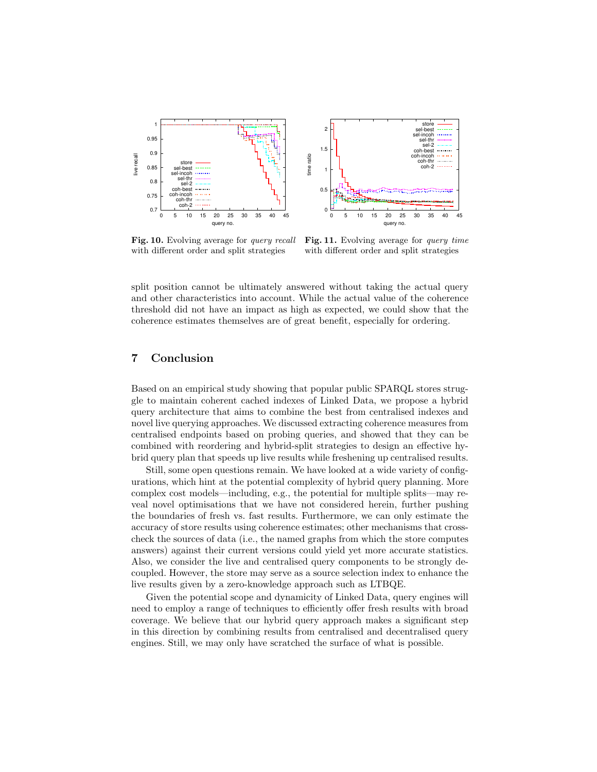live recall

1
0.95
0.9
0.85
0.8
0.75
0.7

0 5 10 15 20 25 30 35 40 45

query no.

store
sel-best
sel-incoh
sel-thr
sel-2
coh-best
coh-incoh
coh-thr
coh-2

**Fig. 10.** Evolving average for *query recall* with different order and split strategies

time ratio

2
1.5
1
0.5
0

0 5 10 15 20 25 30 35 40 45

query no.

store
sel-best
sel-incoh
sel-thr
sel-2
coh-best
coh-incoh
coh-thr
coh-2

**Fig. 11.** Evolving average for *query time* with different order and split strategies

split position cannot be ultimately answered without taking the actual query and other characteristics into account. While the actual value of the coherence threshold did not have an impact as high as expected, we could show that the coherence estimates themselves are of great benefit, especially for ordering.

## 7 Conclusion

Based on an empirical study showing that popular public SPARQL stores struggle to maintain coherent cached indexes of Linked Data, we propose a hybrid query architecture that aims to combine the best from centralised indexes and novel live querying approaches. We discussed extracting coherence measures from centralised endpoints based on probing queries, and showed that they can be combined with reordering and hybrid-split strategies to design an effective hybrid query plan that speeds up live results while freshening up centralised results.

Still, some open questions remain. We have looked at a wide variety of configurations, which hint at the potential complexity of hybrid query planning. More complex cost models—including, e.g., the potential for multiple splits—may reveal novel optimisations that we have not considered herein, further pushing the boundaries of fresh vs. fast results. Furthermore, we can only estimate the accuracy of store results using coherence estimates; other mechanisms that cross-check the sources of data (i.e., the named graphs from which the store computes answers) against their current versions could yield yet more accurate statistics. Also, we consider the live and centralised query components to be strongly decoupled. However, the store may serve as a source selection index to enhance the live results given by a zero-knowledge approach such as LTBQE.

Given the potential scope and dynamicity of Linked Data, query engines will need to employ a range of techniques to efficiently offer fresh results with broad coverage. We believe that our hybrid query approach makes a significant step in this direction by combining results from centralised and decentralised query engines. Still, we may only have scratched the surface of what is possible.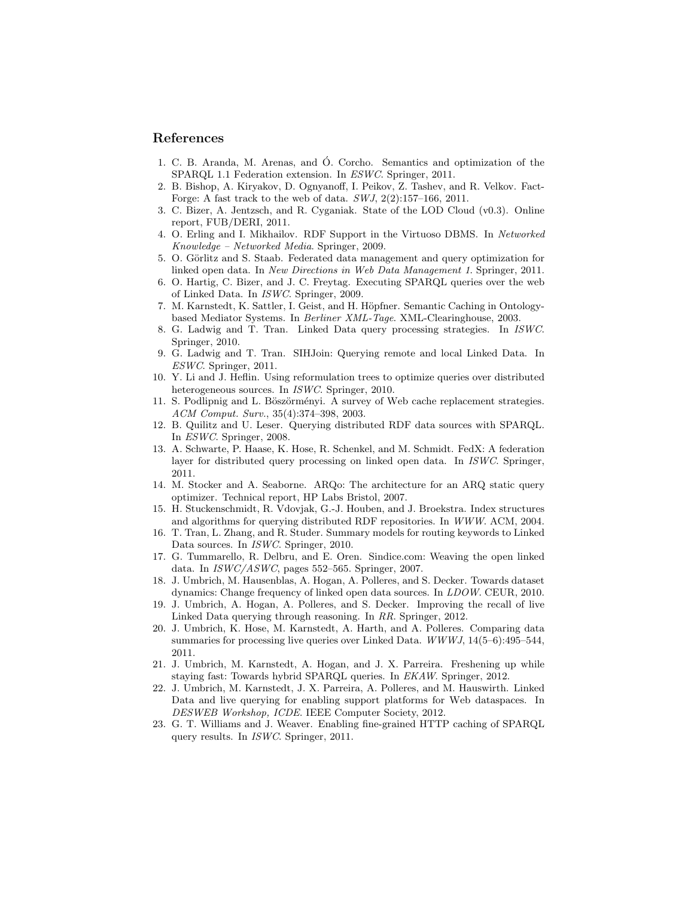## References

1. C. B. Aranda, M. Arenas, and Ó. Corcho. Semantics and optimization of the SPARQL 1.1 Federation extension. In *ESWC*. Springer, 2011.
2. B. Bishop, A. Kiryakov, D. Ognyanoff, I. Peikov, Z. Tashev, and R. Velkov. Fact-Forge: A fast track to the web of data. *SWJ*, 2(2):157–166, 2011.
3. C. Bizer, A. Jentzsch, and R. Cyganiak. State of the LOD Cloud (v0.3). Online report, FUB/DERI, 2011.
4. O. Erling and I. Mikhailov. RDF Support in the Virtuoso DBMS. In *Networked Knowledge – Networked Media*. Springer, 2009.
5. O. Görlitz and S. Staab. Federated data management and query optimization for linked open data. In *New Directions in Web Data Management 1*. Springer, 2011.
6. O. Hartig, C. Bizer, and J. C. Freytag. Executing SPARQL queries over the web of Linked Data. In *ISWC*. Springer, 2009.
7. M. Karnstedt, K. Sattler, I. Geist, and H. Höpfner. Semantic Caching in Ontology-based Mediator Systems. In *Berliner XML-Tage*. XML-Clearinghouse, 2003.
8. G. Ladwig and T. Tran. Linked Data query processing strategies. In *ISWC*. Springer, 2010.
9. G. Ladwig and T. Tran. SIHJoin: Querying remote and local Linked Data. In *ESWC*. Springer, 2011.
10. Y. Li and J. Heflin. Using reformulation trees to optimize queries over distributed heterogeneous sources. In *ISWC*. Springer, 2010.
11. S. Podlipnig and L. Böszörményi. A survey of Web cache replacement strategies. *ACM Comput. Surv.*, 35(4):374–398, 2003.
12. B. Quilitz and U. Leser. Querying distributed RDF data sources with SPARQL. In *ESWC*. Springer, 2008.
13. A. Schwarte, P. Haase, K. Hose, R. Schenkel, and M. Schmidt. FedX: A federation layer for distributed query processing on linked open data. In *ISWC*. Springer, 2011.
14. M. Stocker and A. Seaborne. ARQo: The architecture for an ARQ static query optimizer. Technical report, HP Labs Bristol, 2007.
15. H. Stuckenschmidt, R. Vdovjak, G.-J. Houben, and J. Broekstra. Index structures and algorithms for querying distributed RDF repositories. In *WWW*. ACM, 2004.
16. T. Tran, L. Zhang, and R. Studer. Summary models for routing keywords to Linked Data sources. In *ISWC*. Springer, 2010.
17. G. Tummarello, R. Delbru, and E. Oren. Sindice.com: Weaving the open linked data. In *ISWC/ASWC*, pages 552–565. Springer, 2007.
18. J. Umbrich, M. Hausenblas, A. Hogan, A. Polleres, and S. Decker. Towards dataset dynamics: Change frequency of linked open data sources. In *LDOW*. CEUR, 2010.
19. J. Umbrich, A. Hogan, A. Polleres, and S. Decker. Improving the recall of live Linked Data querying through reasoning. In *RR*. Springer, 2012.
20. J. Umbrich, K. Hose, M. Karnstedt, A. Harth, and A. Polleres. Comparing data summaries for processing live queries over Linked Data. *WWWJ*, 14(5–6):495–544, 2011.
21. J. Umbrich, M. Karnstedt, A. Hogan, and J. X. Parreira. Freshening up while staying fast: Towards hybrid SPARQL queries. In *EKAW*. Springer, 2012.
22. J. Umbrich, M. Karnstedt, J. X. Parreira, A. Polleres, and M. Hauswirth. Linked Data and live querying for enabling support platforms for Web dataspaces. In *DESWEB Workshop, ICDE*. IEEE Computer Society, 2012.
23. G. T. Williams and J. Weaver. Enabling fine-grained HTTP caching of SPARQL query results. In *ISWC*. Springer, 2011.